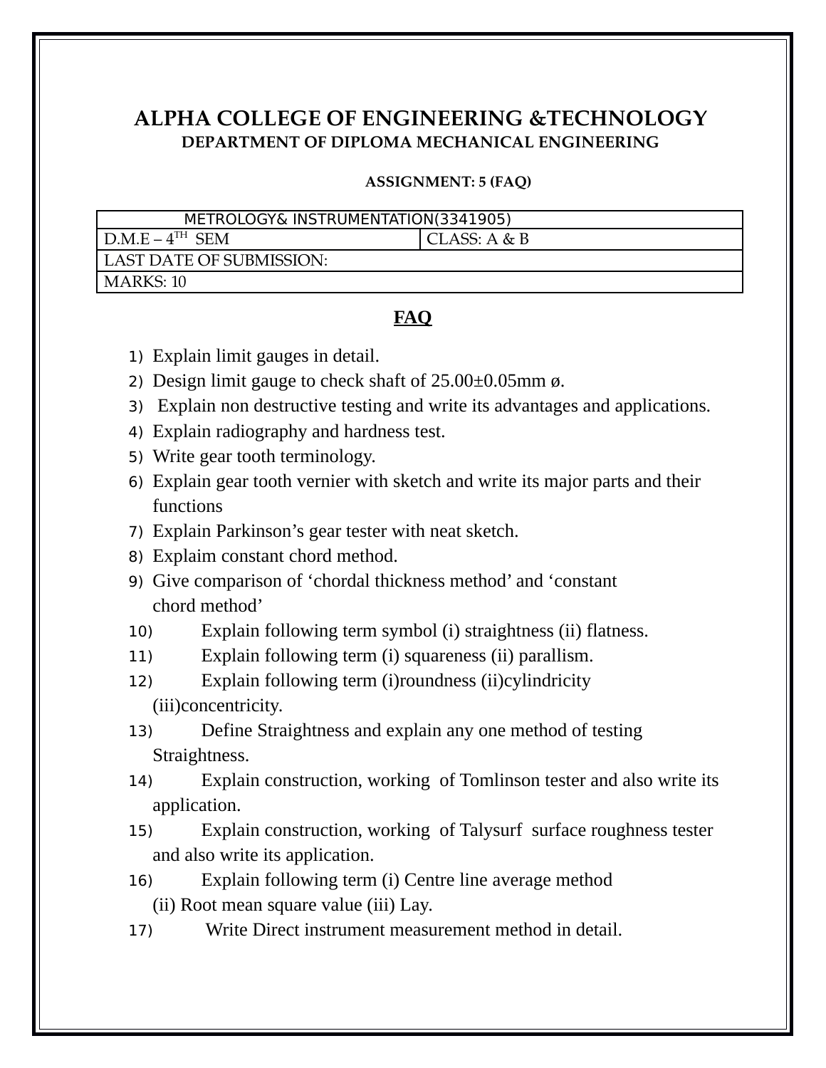# ALPHA COLLEGE OF ENGINEERING &TECHNOLOGY

## DEPARTMENT OF DIPLOMA MECHANICAL ENGINEERING

### ASSIGNMENT: 5 (FAQ)

| METROLOGY& INSTRUMENTATION(3341905) | |
|---|---|
| D.M.E – 4TH SEM | CLASS: A & B |
| LAST DATE OF SUBMISSION: | |
| MARKS: 10 | |

## FAQ

1) Explain limit gauges in detail.
2) Design limit gauge to check shaft of 25.00±0.05mm ø.
3) Explain non destructive testing and write its advantages and applications.
4) Explain radiography and hardness test.
5) Write gear tooth terminology.
6) Explain gear tooth vernier with sketch and write its major parts and their functions
7) Explain Parkinson's gear tester with neat sketch.
8) Explaim constant chord method.
9) Give comparison of 'chordal thickness method' and 'constant chord method'
10) Explain following term symbol (i) straightness (ii) flatness.
11) Explain following term (i) squareness (ii) parallism.
12) Explain following term (i)roundness (ii)cylindricity (iii)concentricity.
13) Define Straightness and explain any one method of testing Straightness.
14) Explain construction, working of Tomlinson tester and also write its application.
15) Explain construction, working of Talysurf surface roughness tester and also write its application.
16) Explain following term (i) Centre line average method (ii) Root mean square value (iii) Lay.
17) Write Direct instrument measurement method in detail.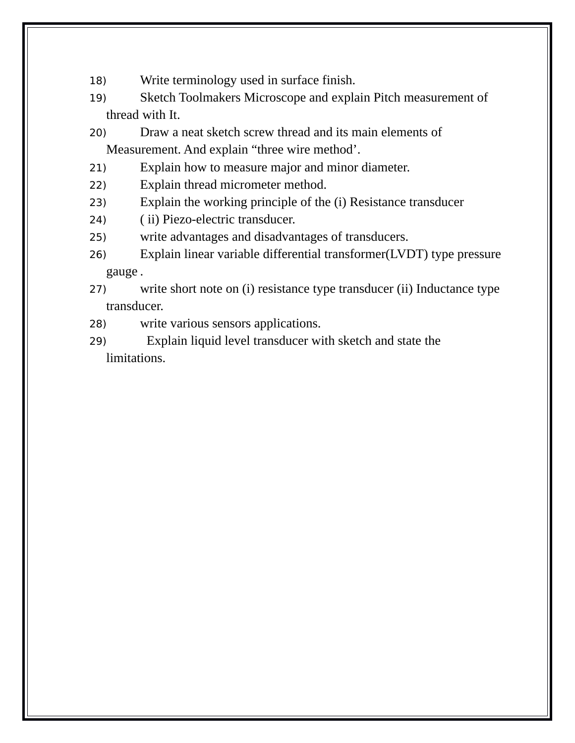18) Write terminology used in surface finish.

19) Sketch Toolmakers Microscope and explain Pitch measurement of thread with It.

20) Draw a neat sketch screw thread and its main elements of Measurement. And explain “three wire method’.

21) Explain how to measure major and minor diameter.

22) Explain thread micrometer method.

23) Explain the working principle of the (i) Resistance transducer

24) ( ii) Piezo-electric transducer.

25) write advantages and disadvantages of transducers.

26) Explain linear variable differential transformer(LVDT) type pressure gauge .

27) write short note on (i) resistance type transducer (ii) Inductance type transducer.

28) write various sensors applications.

29) Explain liquid level transducer with sketch and state the limitations.